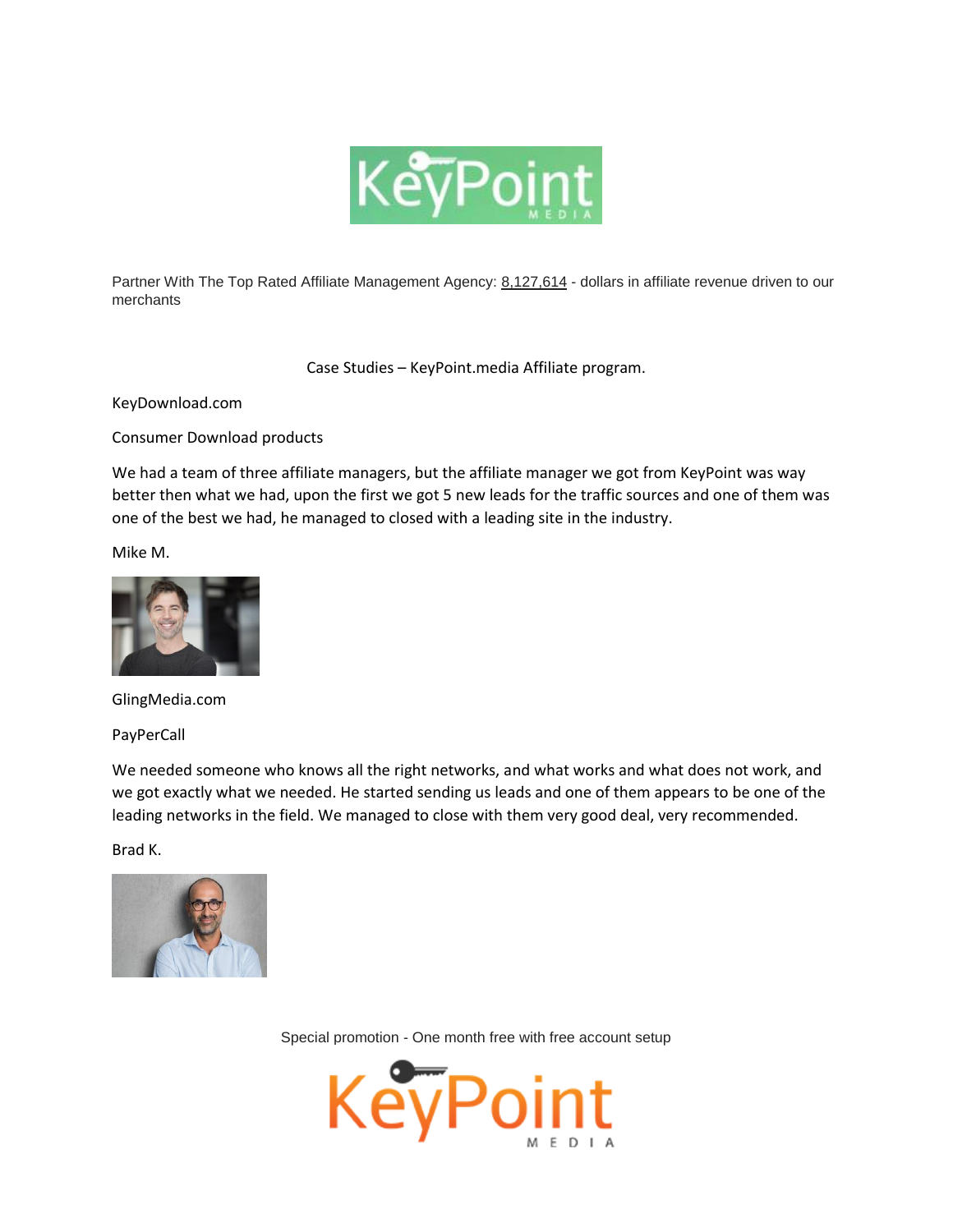Partner With The Top Rated Affiliate Management Agency: 8,127,614 - dollars in affiliate revenue driven to our merchants

Case Studies – KeyPoint.media Affiliate program.

KeyDownload.com

Consumer Download products

We had a team of three affiliate managers, but the affiliate manager we got from KeyPoint was way better then what we had, upon the first we got 5 new leads for the traffic sources and one of them was one of the best we had, he managed to closed with a leading site in the industry.

Mike M.

GlingMedia.com

PayPerCall

We needed someone who knows all the right networks, and what works and what does not work, and we got exactly what we needed. He started sending us leads and one of them appears to be one of the leading networks in the field. We managed to close with them very good deal, very recommended.

Brad K.

Special promotion - One month free with free account setup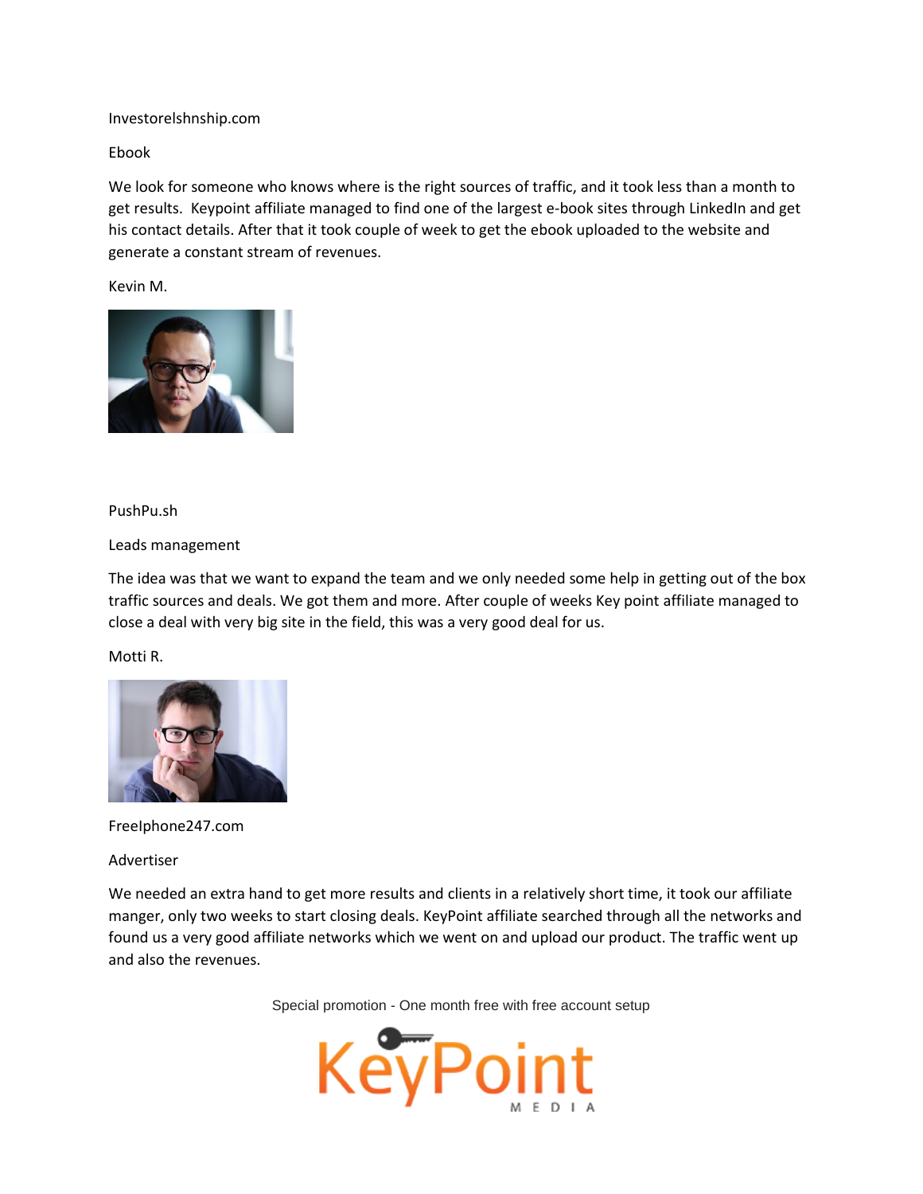Investorelshnship.com

Ebook

We look for someone who knows where is the right sources of traffic, and it took less than a month to get results. Keypoint affiliate managed to find one of the largest e-book sites through LinkedIn and get his contact details. After that it took couple of week to get the ebook uploaded to the website and generate a constant stream of revenues.

Kevin M.

PushPu.sh

Leads management

The idea was that we want to expand the team and we only needed some help in getting out of the box traffic sources and deals. We got them and more. After couple of weeks Key point affiliate managed to close a deal with very big site in the field, this was a very good deal for us.

Motti R.

FreeIphone247.com

Advertiser

We needed an extra hand to get more results and clients in a relatively short time, it took our affiliate manger, only two weeks to start closing deals. KeyPoint affiliate searched through all the networks and found us a very good affiliate networks which we went on and upload our product. The traffic went up and also the revenues.

Special promotion - One month free with free account setup

KeyPoint MEDIA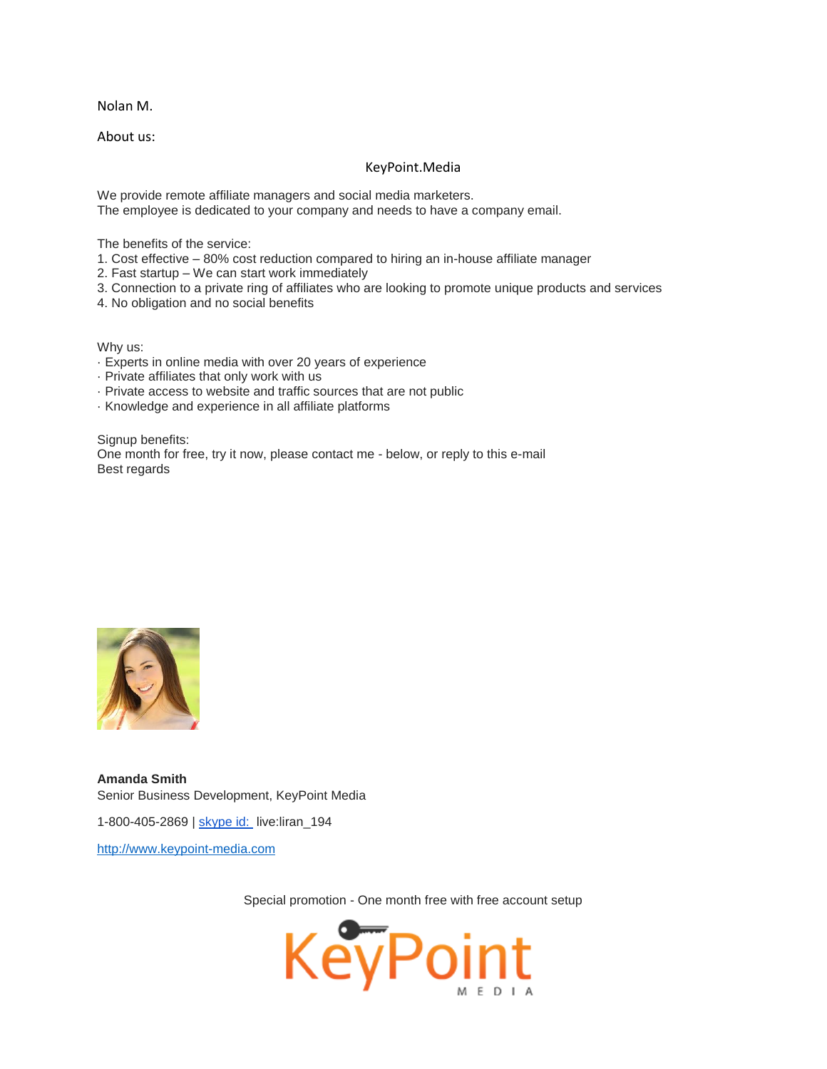Nolan M.

About us:

KeyPoint.Media

We provide remote affiliate managers and social media marketers.
The employee is dedicated to your company and needs to have a company email.

The benefits of the service:

1. Cost effective – 80% cost reduction compared to hiring an in-house affiliate manager
2. Fast startup – We can start work immediately
3. Connection to a private ring of affiliates who are looking to promote unique products and services
4. No obligation and no social benefits

Why us:

· Experts in online media with over 20 years of experience
· Private affiliates that only work with us
· Private access to website and traffic sources that are not public
· Knowledge and experience in all affiliate platforms

Signup benefits:
One month for free, try it now, please contact me - below, or reply to this e-mail
Best regards

**Amanda Smith**
Senior Business Development, KeyPoint Media

1-800-405-2869 | skype id: live:liran_194

http://www.keypoint-media.com

Special promotion - One month free with free account setup

KeyPoint MEDIA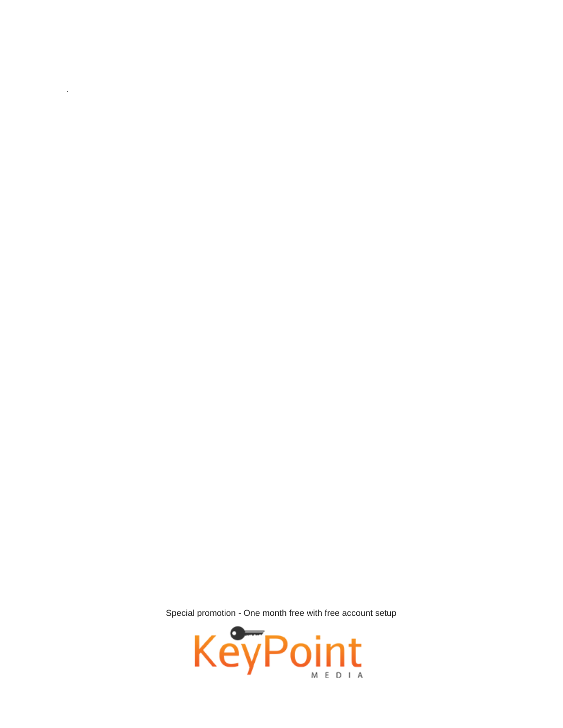Special promotion - One month free with free account setup

KeyPoint

MEDIA